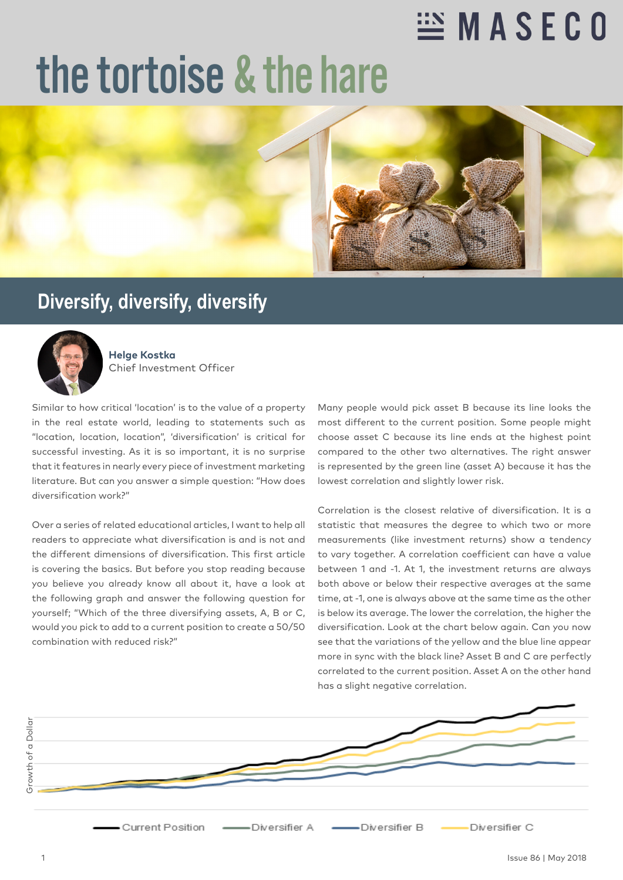# the tortoise & the hare

## Diversify, diversify, diversify

**Helge Kostka**
Chief Investment Officer

Similar to how critical 'location' is to the value of a property in the real estate world, leading to statements such as "location, location, location", 'diversification' is critical for successful investing. As it is so important, it is no surprise that it features in nearly every piece of investment marketing literature. But can you answer a simple question: "How does diversification work?"

Over a series of related educational articles, I want to help all readers to appreciate what diversification is and is not and the different dimensions of diversification. This first article is covering the basics. But before you stop reading because you believe you already know all about it, have a look at the following graph and answer the following question for yourself; "Which of the three diversifying assets, A, B or C, would you pick to add to a current position to create a 50/50 combination with reduced risk?"

Many people would pick asset B because its line looks the most different to the current position. Some people might choose asset C because its line ends at the highest point compared to the other two alternatives. The right answer is represented by the green line (asset A) because it has the lowest correlation and slightly lower risk.

Correlation is the closest relative of diversification. It is a statistic that measures the degree to which two or more measurements (like investment returns) show a tendency to vary together. A correlation coefficient can have a value between 1 and -1. At 1, the investment returns are always both above or below their respective averages at the same time, at -1, one is always above at the same time as the other is below its average. The lower the correlation, the higher the diversification. Look at the chart below again. Can you now see that the variations of the yellow and the blue line appear more in sync with the black line? Asset B and C are perfectly correlated to the current position. Asset A on the other hand has a slight negative correlation.

Growth of a Dollar

Current Position — Diversifier A — Diversifier B — Diversifier C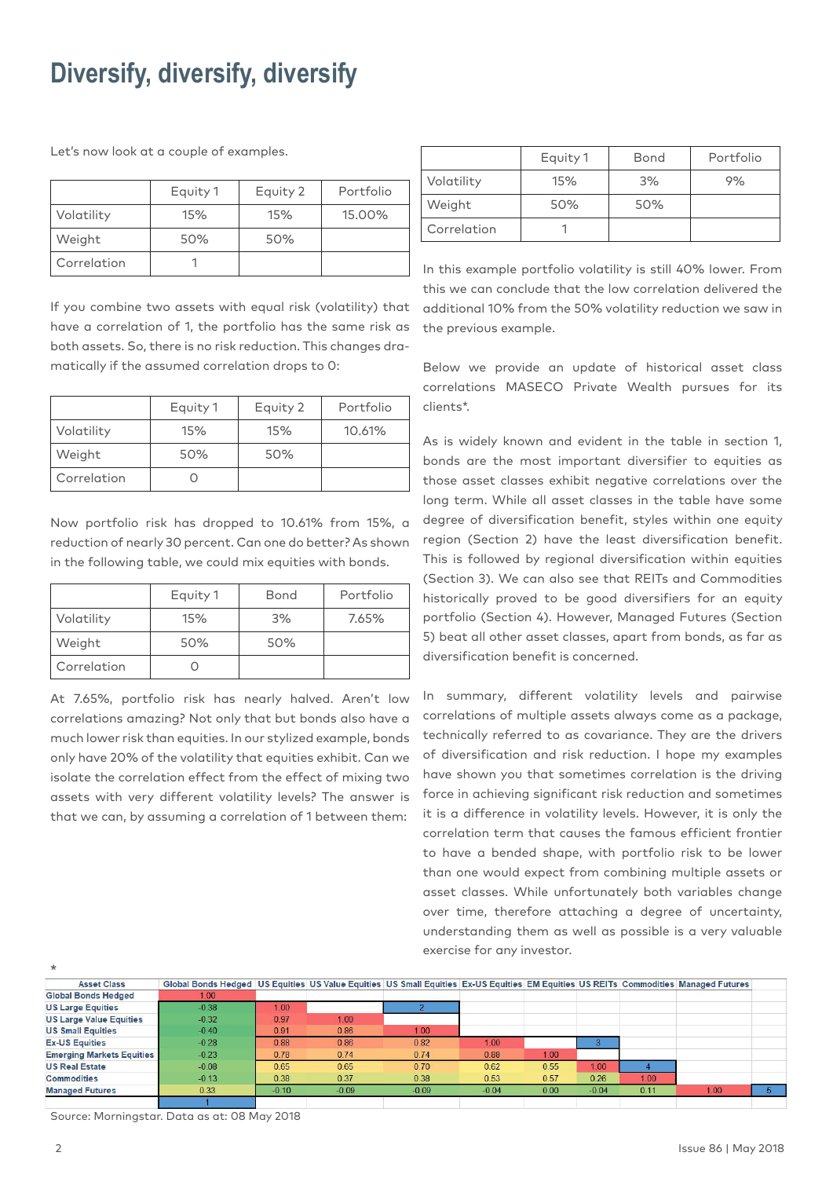# Diversify, diversify, diversify

Let's now look at a couple of examples.

| | Equity 1 | Equity 2 | Portfolio |
|---|---|---|---|
| Volatility | 15% | 15% | 15.00% |
| Weight | 50% | 50% | |
| Correlation | 1 | | |

If you combine two assets with equal risk (volatility) that have a correlation of 1, the portfolio has the same risk as both assets. So, there is no risk reduction. This changes dramatically if the assumed correlation drops to 0:

| | Equity 1 | Equity 2 | Portfolio |
|---|---|---|---|
| Volatility | 15% | 15% | 10.61% |
| Weight | 50% | 50% | |
| Correlation | 0 | | |

Now portfolio risk has dropped to 10.61% from 15%, a reduction of nearly 30 percent. Can one do better? As shown in the following table, we could mix equities with bonds.

| | Equity 1 | Bond | Portfolio |
|---|---|---|---|
| Volatility | 15% | 3% | 7.65% |
| Weight | 50% | 50% | |
| Correlation | 0 | | |

At 7.65%, portfolio risk has nearly halved. Aren't low correlations amazing? Not only that but bonds also have a much lower risk than equities. In our stylized example, bonds only have 20% of the volatility that equities exhibit. Can we isolate the correlation effect from the effect of mixing two assets with very different volatility levels? The answer is that we can, by assuming a correlation of 1 between them:

| | Equity 1 | Bond | Portfolio |
|---|---|---|---|
| Volatility | 15% | 3% | 9% |
| Weight | 50% | 50% | |
| Correlation | 1 | | |

In this example portfolio volatility is still 40% lower. From this we can conclude that the low correlation delivered the additional 10% from the 50% volatility reduction we saw in the previous example.

Below we provide an update of historical asset class correlations MASECO Private Wealth pursues for its clients*.

As is widely known and evident in the table in section 1, bonds are the most important diversifier to equities as those asset classes exhibit negative correlations over the long term. While all asset classes in the table have some degree of diversification benefit, styles within one equity region (Section 2) have the least diversification benefit. This is followed by regional diversification within equities (Section 3). We can also see that REITs and Commodities historically proved to be good diversifiers for an equity portfolio (Section 4). However, Managed Futures (Section 5) beat all other asset classes, apart from bonds, as far as diversification benefit is concerned.

In summary, different volatility levels and pairwise correlations of multiple assets always come as a package, technically referred to as covariance. They are the drivers of diversification and risk reduction. I hope my examples have shown you that sometimes correlation is the driving force in achieving significant risk reduction and sometimes it is a difference in volatility levels. However, it is only the correlation term that causes the famous efficient frontier to have a bended shape, with portfolio risk to be lower than one would expect from combining multiple assets or asset classes. While unfortunately both variables change over time, therefore attaching a degree of uncertainty, understanding them as well as possible is a very valuable exercise for any investor.

*

| Asset Class | Global Bonds Hedged | US Equities | US Value Equities | US Small Equities | Ex-US Equities | EM Equities | US REITs | Commodities | Managed Futures | |
|---|---|---|---|---|---|---|---|---|---|---|
| Global Bonds Hedged | 1.00 | | | | | | | | | |
| US Large Equities | -0.38 | 1.00 | | 2 | | | | | | |
| US Large Value Equities | -0.32 | 0.97 | 1.00 | | | | | | | |
| US Small Equities | -0.40 | 0.91 | 0.86 | 1.00 | | | | | | |
| Ex-US Equities | -0.28 | 0.88 | 0.86 | 0.82 | 1.00 | | 3 | | | |
| Emerging Markets Equities | -0.23 | 0.78 | 0.74 | 0.74 | 0.88 | 1.00 | | | | |
| US Real Estate | -0.08 | 0.65 | 0.65 | 0.70 | 0.62 | 0.55 | 1.00 | 4 | | |
| Commodities | -0.13 | 0.38 | 0.37 | 0.38 | 0.53 | 0.57 | 0.26 | 1.00 | | |
| Managed Futures | 0.33 | -0.10 | -0.09 | -0.09 | -0.04 | 0.00 | -0.04 | 0.11 | 1.00 | 5 |
| | 1 | | | | | | | | | |

Source: Morningstar. Data as at: 08 May 2018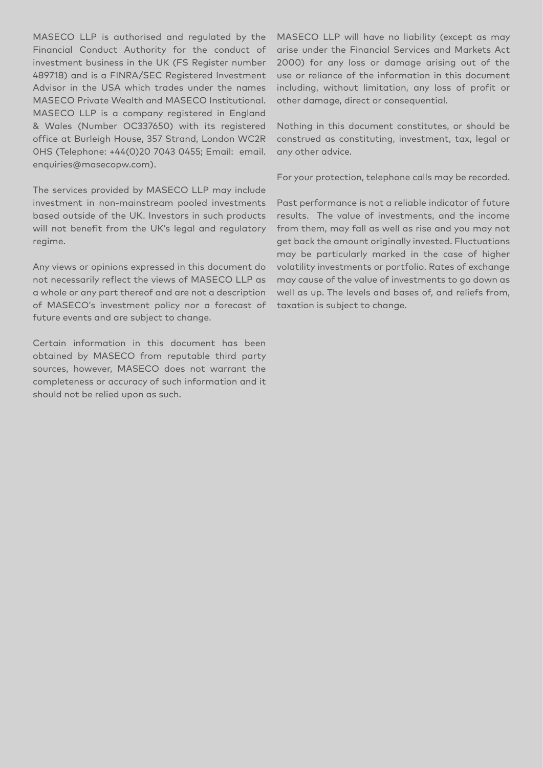MASECO LLP is authorised and regulated by the Financial Conduct Authority for the conduct of investment business in the UK (FS Register number 489718) and is a FINRA/SEC Registered Investment Advisor in the USA which trades under the names MASECO Private Wealth and MASECO Institutional. MASECO LLP is a company registered in England & Wales (Number OC337650) with its registered office at Burleigh House, 357 Strand, London WC2R 0HS (Telephone: +44(0)20 7043 0455; Email: email. enquiries@masecopw.com).

The services provided by MASECO LLP may include investment in non-mainstream pooled investments based outside of the UK. Investors in such products will not benefit from the UK's legal and regulatory regime.

Any views or opinions expressed in this document do not necessarily reflect the views of MASECO LLP as a whole or any part thereof and are not a description of MASECO's investment policy nor a forecast of future events and are subject to change.

Certain information in this document has been obtained by MASECO from reputable third party sources, however, MASECO does not warrant the completeness or accuracy of such information and it should not be relied upon as such.

MASECO LLP will have no liability (except as may arise under the Financial Services and Markets Act 2000) for any loss or damage arising out of the use or reliance of the information in this document including, without limitation, any loss of profit or other damage, direct or consequential.

Nothing in this document constitutes, or should be construed as constituting, investment, tax, legal or any other advice.

For your protection, telephone calls may be recorded.

Past performance is not a reliable indicator of future results. The value of investments, and the income from them, may fall as well as rise and you may not get back the amount originally invested. Fluctuations may be particularly marked in the case of higher volatility investments or portfolio. Rates of exchange may cause of the value of investments to go down as well as up. The levels and bases of, and reliefs from, taxation is subject to change.